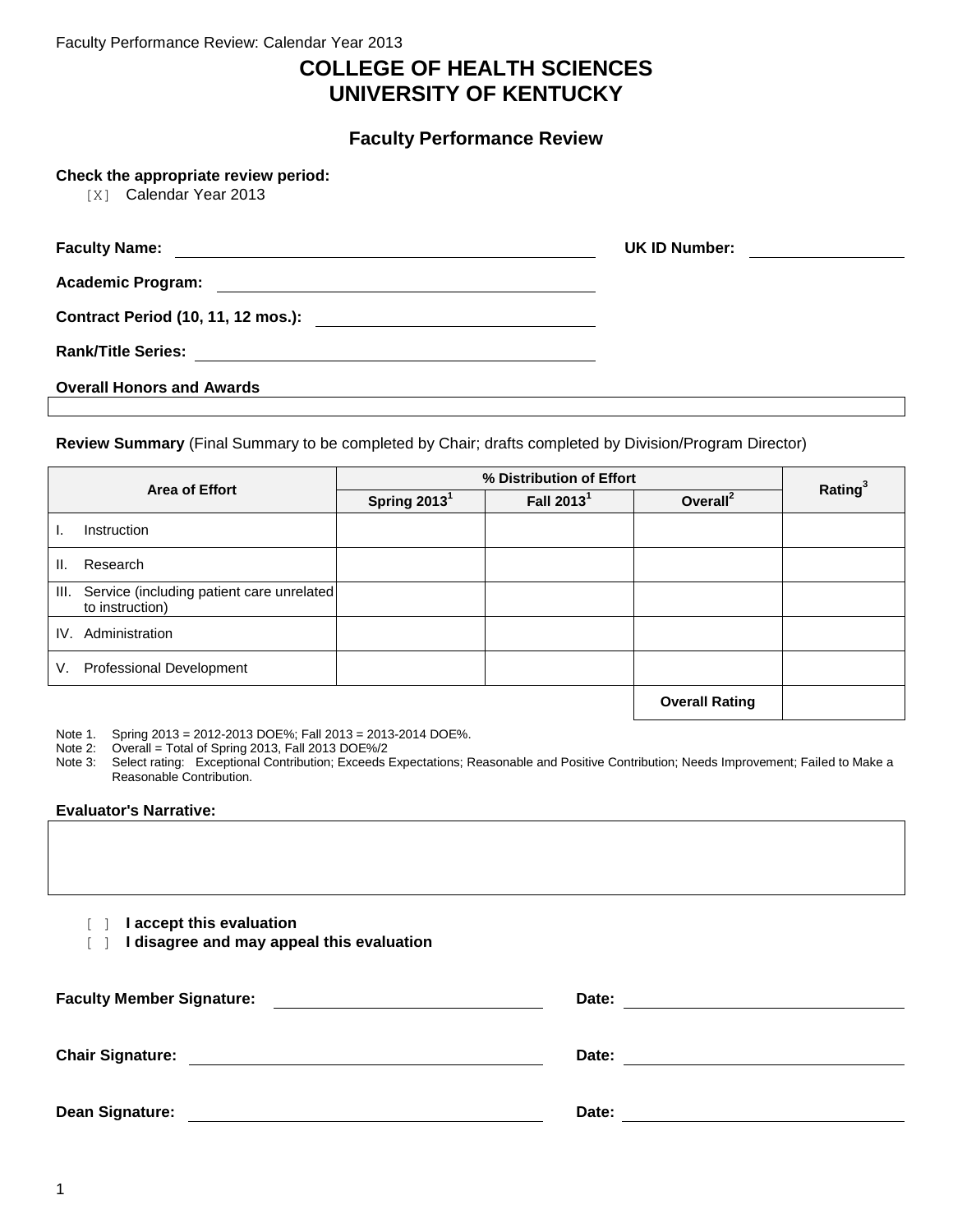Faculty Performance Review: Calendar Year 2013

# COLLEGE OF HEALTH SCIENCES
# UNIVERSITY OF KENTUCKY

## Faculty Performance Review

**Check the appropriate review period:**

[X] Calendar Year 2013

**Faculty Name:** \_\_\_\_\_\_\_\_\_\_\_\_\_\_\_\_\_\_\_\_ **UK ID Number:** \_\_\_\_\_\_\_\_\_\_

**Academic Program:** \_\_\_\_\_\_\_\_\_\_\_\_\_\_\_\_\_\_\_\_

**Contract Period (10, 11, 12 mos.):** \_\_\_\_\_\_\_\_\_\_\_\_\_\_\_\_\_\_\_\_

**Rank/Title Series:** \_\_\_\_\_\_\_\_\_\_\_\_\_\_\_\_\_\_\_\_

**Overall Honors and Awards**

| |
|---|
| |

**Review Summary** (Final Summary to be completed by Chair; drafts completed by Division/Program Director)

| Area of Effort | % Distribution of Effort | | | Rating[3] |
|---|---|---|---|---|
| | Spring 2013[1] | Fall 2013[1] | Overall[2] | |
| I. Instruction | | | | |
| II. Research | | | | |
| III. Service (including patient care unrelated to instruction) | | | | |
| IV. Administration | | | | |
| V. Professional Development | | | | |
| | | | **Overall Rating** | |

Note 1. Spring 2013 = 2012-2013 DOE%; Fall 2013 = 2013-2014 DOE%.
Note 2: Overall = Total of Spring 2013, Fall 2013 DOE%/2
Note 3: Select rating: Exceptional Contribution; Exceeds Expectations; Reasonable and Positive Contribution; Needs Improvement; Failed to Make a Reasonable Contribution.

**Evaluator's Narrative:**

| |
|---|
| |

[ ] **I accept this evaluation**
[ ] **I disagree and may appeal this evaluation**

**Faculty Member Signature:** \_\_\_\_\_\_\_\_\_\_\_\_\_\_\_\_\_\_\_\_ **Date:** \_\_\_\_\_\_\_\_\_\_

**Chair Signature:** \_\_\_\_\_\_\_\_\_\_\_\_\_\_\_\_\_\_\_\_ **Date:** \_\_\_\_\_\_\_\_\_\_

**Dean Signature:** \_\_\_\_\_\_\_\_\_\_\_\_\_\_\_\_\_\_\_\_ **Date:** \_\_\_\_\_\_\_\_\_\_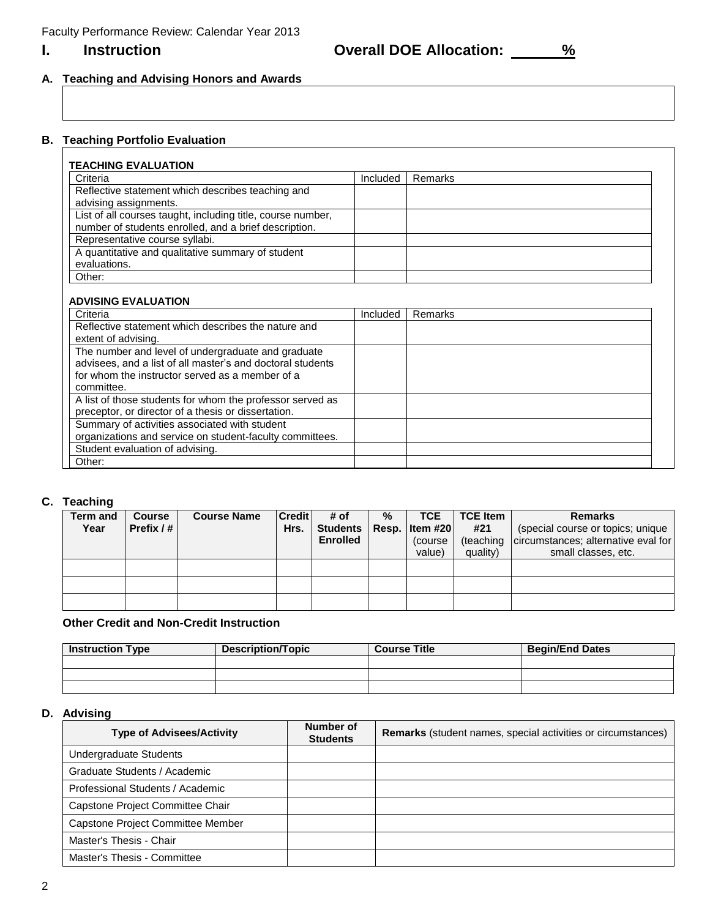Faculty Performance Review: Calendar Year 2013

# I. Instruction  Overall DOE Allocation: ______%

## A. Teaching and Advising Honors and Awards

## B. Teaching Portfolio Evaluation

**TEACHING EVALUATION**

| Criteria | Included | Remarks |
|---|---|---|
| Reflective statement which describes teaching and advising assignments. | | |
| List of all courses taught, including title, course number, number of students enrolled, and a brief description. | | |
| Representative course syllabi. | | |
| A quantitative and qualitative summary of student evaluations. | | |
| Other: | | |

**ADVISING EVALUATION**

| Criteria | Included | Remarks |
|---|---|---|
| Reflective statement which describes the nature and extent of advising. | | |
| The number and level of undergraduate and graduate advisees, and a list of all master's and doctoral students for whom the instructor served as a member of a committee. | | |
| A list of those students for whom the professor served as preceptor, or director of a thesis or dissertation. | | |
| Summary of activities associated with student organizations and service on student-faculty committees. | | |
| Student evaluation of advising. | | |
| Other: | | |

## C. Teaching

| Term and Year | Course Prefix / # | Course Name | Credit Hrs. | # of Students Enrolled | % Resp. | TCE Item #20 (course value) | TCE Item #21 (teaching quality) | Remarks (special course or topics; unique circumstances; alternative eval for small classes, etc. |
|---|---|---|---|---|---|---|---|---|
| | | | | | | | | |
| | | | | | | | | |
| | | | | | | | | |

### Other Credit and Non-Credit Instruction

| Instruction Type | Description/Topic | Course Title | Begin/End Dates |
|---|---|---|---|
| | | | |
| | | | |
| | | | |

## D. Advising

| Type of Advisees/Activity | Number of Students | **Remarks** (student names, special activities or circumstances) |
|---|---|---|
| Undergraduate Students | | |
| Graduate Students / Academic | | |
| Professional Students / Academic | | |
| Capstone Project Committee Chair | | |
| Capstone Project Committee Member | | |
| Master's Thesis - Chair | | |
| Master's Thesis - Committee | | |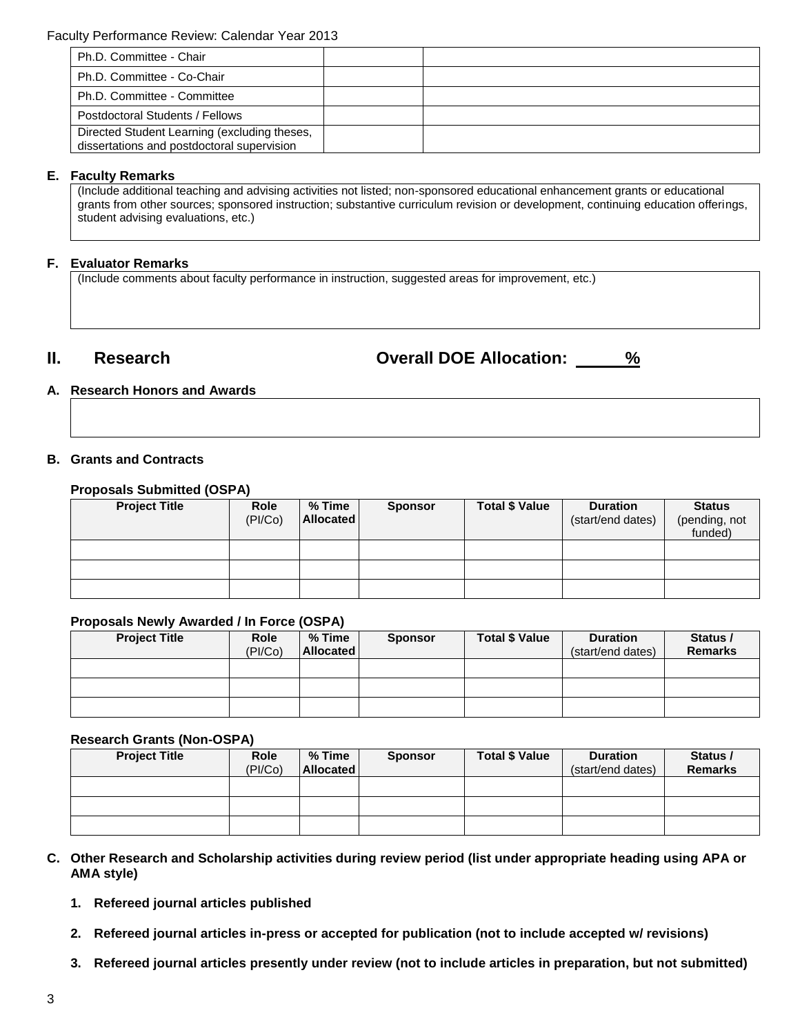| Ph.D. Committee - Chair | | |
|---|---|---|
| Ph.D. Committee - Co-Chair | | |
| Ph.D. Committee - Committee | | |
| Postdoctoral Students / Fellows | | |
| Directed Student Learning (excluding theses, dissertations and postdoctoral supervision | | |

**E. Faculty Remarks**

(Include additional teaching and advising activities not listed; non-sponsored educational enhancement grants or educational grants from other sources; sponsored instruction; substantive curriculum revision or development, continuing education offerings, student advising evaluations, etc.)

**F. Evaluator Remarks**

(Include comments about faculty performance in instruction, suggested areas for improvement, etc.)

## II. Research — Overall DOE Allocation: ______%

**A. Research Honors and Awards**

**B. Grants and Contracts**

**Proposals Submitted (OSPA)**

| Project Title | Role (PI/Co) | % Time Allocated | Sponsor | Total $ Value | Duration (start/end dates) | Status (pending, not funded) |
|---|---|---|---|---|---|---|
| | | | | | | |
| | | | | | | |
| | | | | | | |

**Proposals Newly Awarded / In Force (OSPA)**

| Project Title | Role (PI/Co) | % Time Allocated | Sponsor | Total $ Value | Duration (start/end dates) | Status / Remarks |
|---|---|---|---|---|---|---|
| | | | | | | |
| | | | | | | |
| | | | | | | |

**Research Grants (Non-OSPA)**

| Project Title | Role (PI/Co) | % Time Allocated | Sponsor | Total $ Value | Duration (start/end dates) | Status / Remarks |
|---|---|---|---|---|---|---|
| | | | | | | |
| | | | | | | |
| | | | | | | |

**C. Other Research and Scholarship activities during review period (list under appropriate heading using APA or AMA style)**

1. **Refereed journal articles published**

2. **Refereed journal articles in-press or accepted for publication (not to include accepted w/ revisions)**

3. **Refereed journal articles presently under review (not to include articles in preparation, but not submitted)**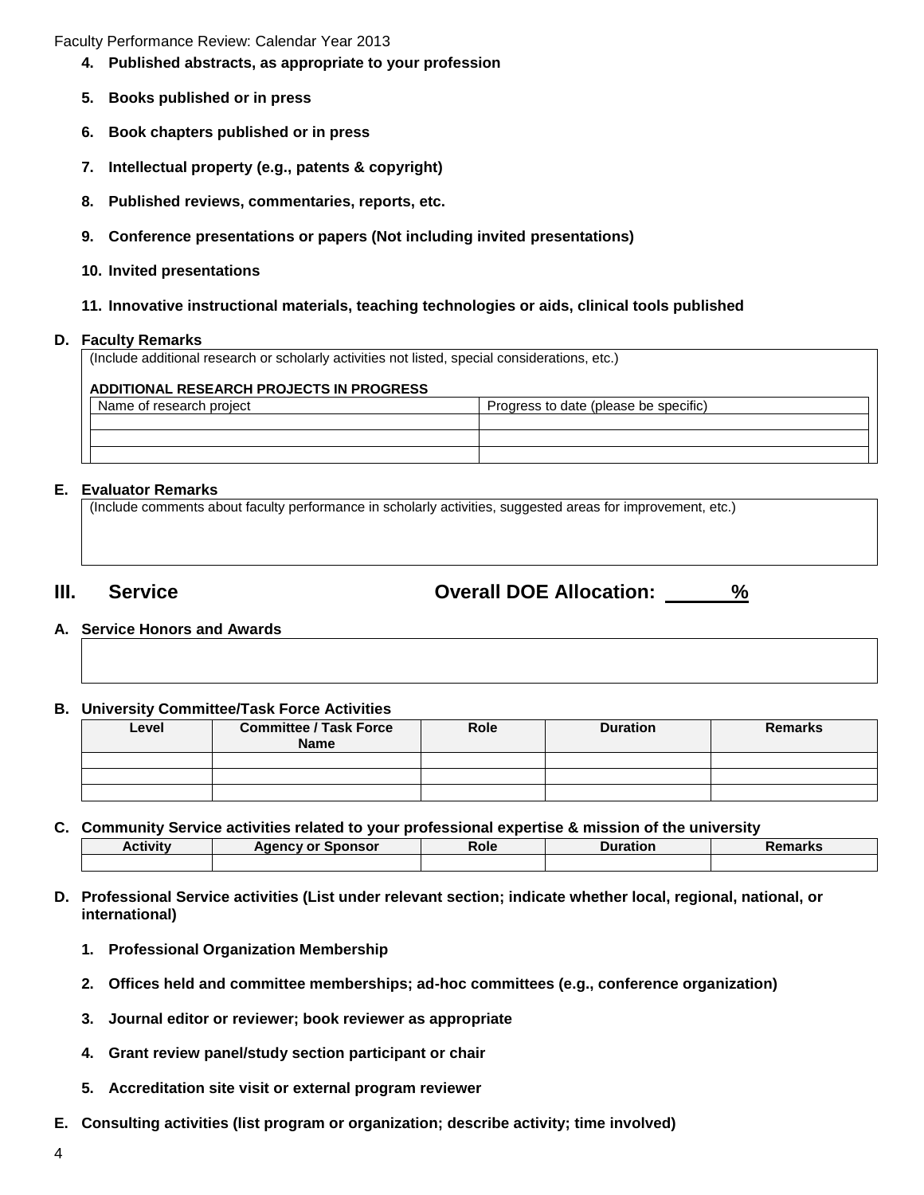4. **Published abstracts, as appropriate to your profession**

5. **Books published or in press**

6. **Book chapters published or in press**

7. **Intellectual property (e.g., patents & copyright)**

8. **Published reviews, commentaries, reports, etc.**

9. **Conference presentations or papers (Not including invited presentations)**

10. **Invited presentations**

11. **Innovative instructional materials, teaching technologies or aids, clinical tools published**

**D. Faculty Remarks**

(Include additional research or scholarly activities not listed, special considerations, etc.)

**ADDITIONAL RESEARCH PROJECTS IN PROGRESS**

| Name of research project | Progress to date (please be specific) |
|---|---|
| | |
| | |
| | |

**E. Evaluator Remarks**

(Include comments about faculty performance in scholarly activities, suggested areas for improvement, etc.)

## III. Service — Overall DOE Allocation: ______%

**A. Service Honors and Awards**

**B. University Committee/Task Force Activities**

| Level | Committee / Task Force Name | Role | Duration | Remarks |
|---|---|---|---|---|
| | | | | |
| | | | | |
| | | | | |

**C. Community Service activities related to your professional expertise & mission of the university**

| Activity | Agency or Sponsor | Role | Duration | Remarks |
|---|---|---|---|---|
| | | | | |

**D. Professional Service activities (List under relevant section; indicate whether local, regional, national, or international)**

1. **Professional Organization Membership**

2. **Offices held and committee memberships; ad-hoc committees (e.g., conference organization)**

3. **Journal editor or reviewer; book reviewer as appropriate**

4. **Grant review panel/study section participant or chair**

5. **Accreditation site visit or external program reviewer**

**E. Consulting activities (list program or organization; describe activity; time involved)**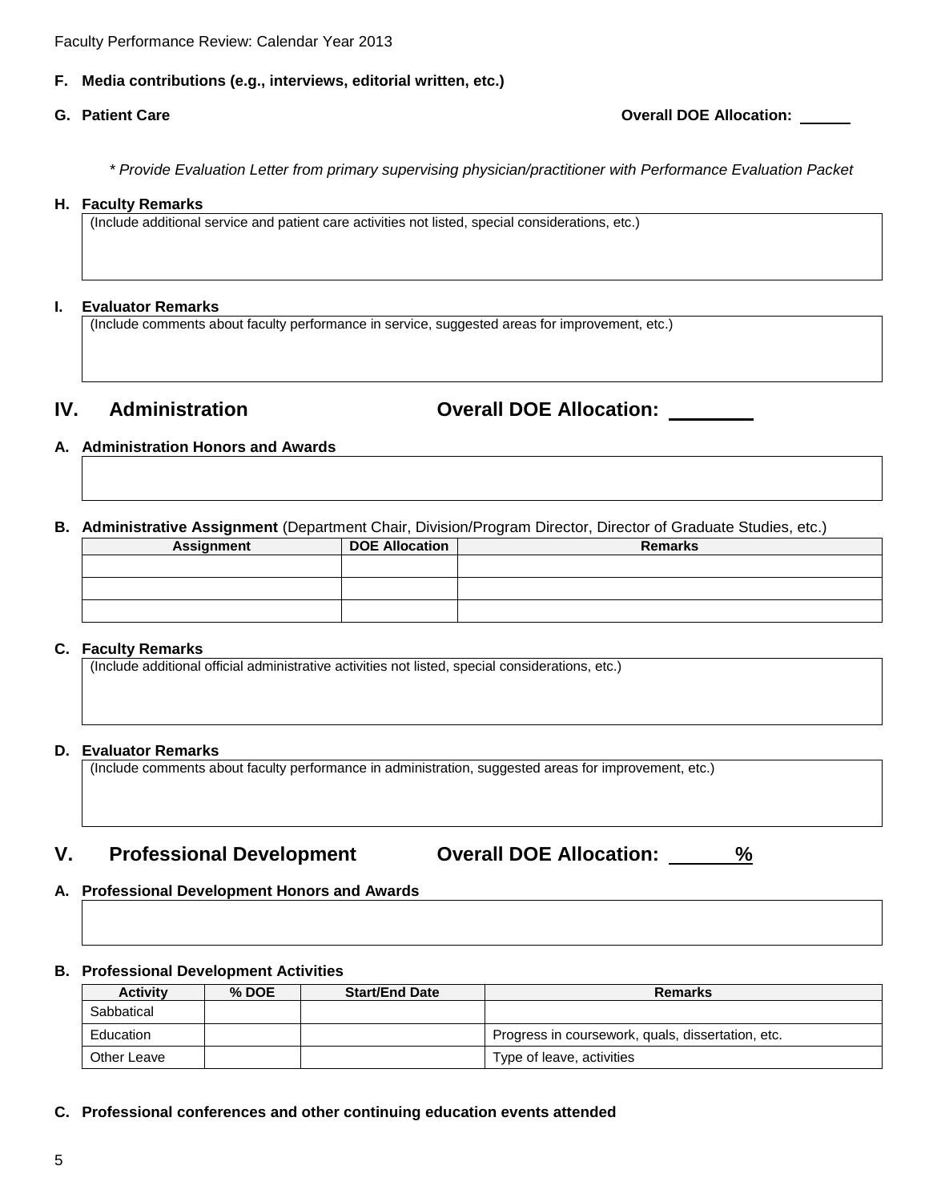**F. Media contributions (e.g., interviews, editorial written, etc.)**

**G. Patient Care** **Overall DOE Allocation:** ______

*\* Provide Evaluation Letter from primary supervising physician/practitioner with Performance Evaluation Packet*

**H. Faculty Remarks**

(Include additional service and patient care activities not listed, special considerations, etc.)

**I. Evaluator Remarks**

(Include comments about faculty performance in service, suggested areas for improvement, etc.)

## IV. Administration Overall DOE Allocation: ________

**A. Administration Honors and Awards**

**B. Administrative Assignment** (Department Chair, Division/Program Director, Director of Graduate Studies, etc.)

| Assignment | DOE Allocation | Remarks |
|---|---|---|
| | | |
| | | |
| | | |

**C. Faculty Remarks**

(Include additional official administrative activities not listed, special considerations, etc.)

**D. Evaluator Remarks**

(Include comments about faculty performance in administration, suggested areas for improvement, etc.)

## V. Professional Development Overall DOE Allocation: ______%

**A. Professional Development Honors and Awards**

**B. Professional Development Activities**

| Activity | % DOE | Start/End Date | Remarks |
|---|---|---|---|
| Sabbatical | | | |
| Education | | | Progress in coursework, quals, dissertation, etc. |
| Other Leave | | | Type of leave, activities |

**C. Professional conferences and other continuing education events attended**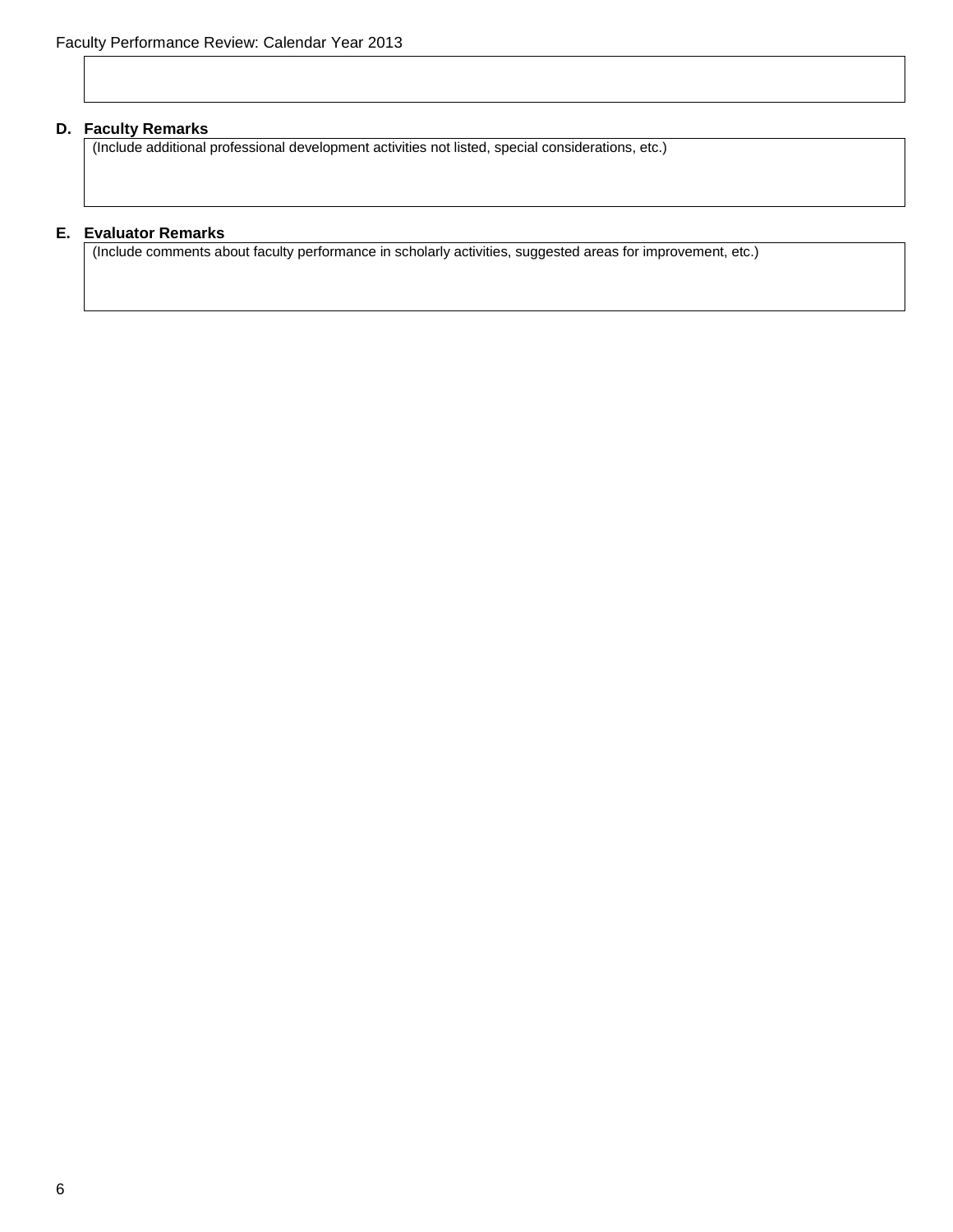**D. Faculty Remarks**

(Include additional professional development activities not listed, special considerations, etc.)

**E. Evaluator Remarks**

(Include comments about faculty performance in scholarly activities, suggested areas for improvement, etc.)